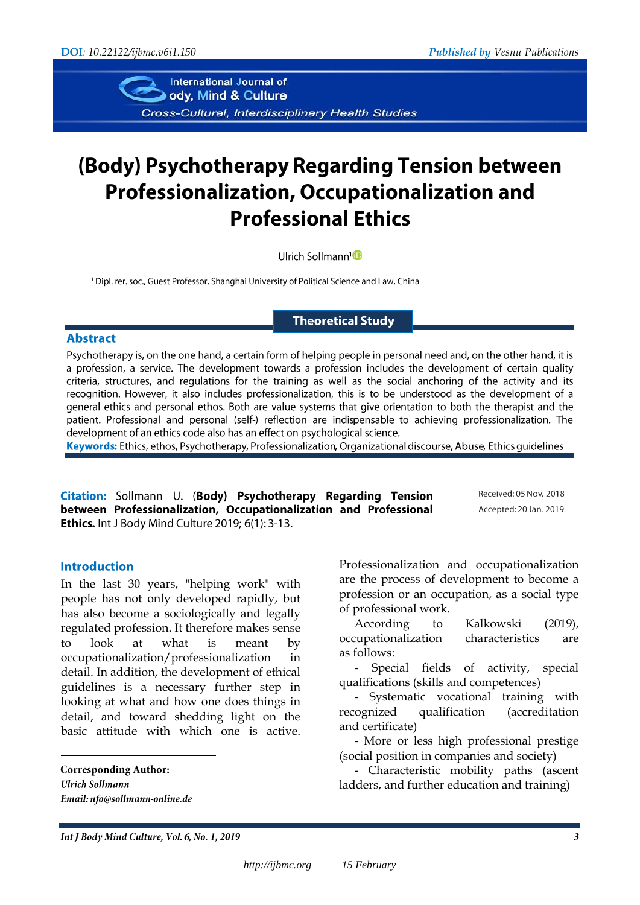DOI: 10.22122/ijbmc.v6i1.150

Published by Vesnu Publications

# (Body) Psychotherapy Regarding Tension between Professionalization, Occupationalization and Professional Ethics

Ulrich Sollmann[1]

[1] Dipl. rer. soc., Guest Professor, Shanghai University of Political Science and Law, China

**Theoretical Study**

## Abstract

Psychotherapy is, on the one hand, a certain form of helping people in personal need and, on the other hand, it is a profession, a service. The development towards a profession includes the development of certain quality criteria, structures, and regulations for the training as well as the social anchoring of the activity and its recognition. However, it also includes professionalization, this is to be understood as the development of a general ethics and personal ethos. Both are value systems that give orientation to both the therapist and the patient. Professional and personal (self-) reflection are indispensable to achieving professionalization. The development of an ethics code also has an effect on psychological science.

**Keywords:** Ethics, ethos, Psychotherapy, Professionalization, Organizational discourse, Abuse, Ethics guidelines

**Citation:** Sollmann U. **(Body) Psychotherapy Regarding Tension between Professionalization, Occupationalization and Professional Ethics.** Int J Body Mind Culture 2019; 6(1): 3-13.

Received: 05 Nov. 2018
Accepted: 20 Jan. 2019

## Introduction

In the last 30 years, "helping work" with people has not only developed rapidly, but has also become a sociologically and legally regulated profession. It therefore makes sense to look at what is meant by occupationalization/professionalization in detail. In addition, the development of ethical guidelines is a necessary further step in looking at what and how one does things in detail, and toward shedding light on the basic attitude with which one is active.

Professionalization and occupationalization are the process of development to become a profession or an occupation, as a social type of professional work.

According to Kalkowski (2019), occupationalization characteristics are as follows:

- Special fields of activity, special qualifications (skills and competences)
- Systematic vocational training with recognized qualification (accreditation and certificate)
- More or less high professional prestige (social position in companies and society)
- Characteristic mobility paths (ascent ladders, and further education and training)

**Corresponding Author:**
*Ulrich Sollmann*
*Email: nfo@sollmann-online.de*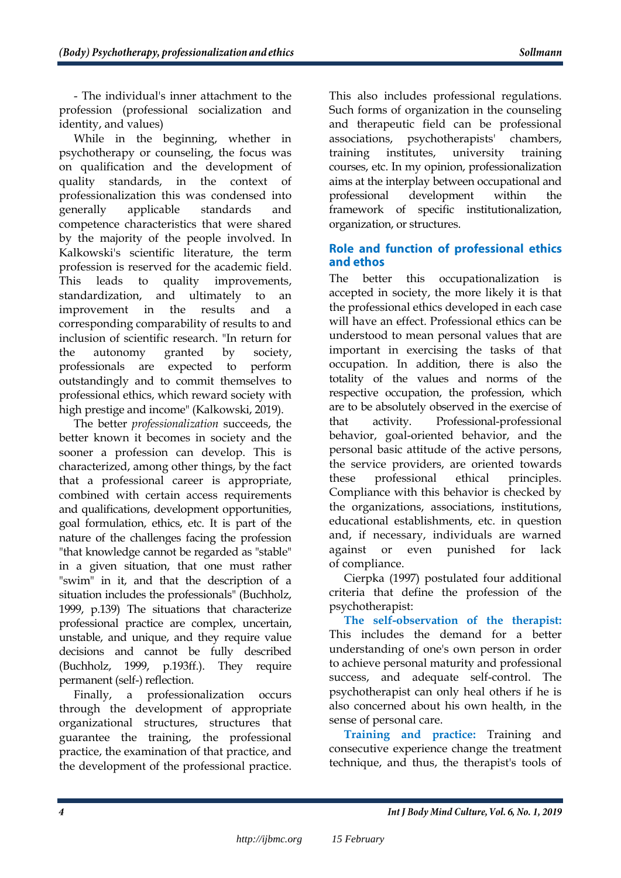- The individual's inner attachment to the profession (professional socialization and identity, and values)

While in the beginning, whether in psychotherapy or counseling, the focus was on qualification and the development of quality standards, in the context of professionalization this was condensed into generally applicable standards and competence characteristics that were shared by the majority of the people involved. In Kalkowski's scientific literature, the term profession is reserved for the academic field. This leads to quality improvements, standardization, and ultimately to an improvement in the results and a corresponding comparability of results to and inclusion of scientific research. "In return for the autonomy granted by society, professionals are expected to perform outstandingly and to commit themselves to professional ethics, which reward society with high prestige and income" (Kalkowski, 2019).

The better *professionalization* succeeds, the better known it becomes in society and the sooner a profession can develop. This is characterized, among other things, by the fact that a professional career is appropriate, combined with certain access requirements and qualifications, development opportunities, goal formulation, ethics, etc. It is part of the nature of the challenges facing the profession "that knowledge cannot be regarded as "stable" in a given situation, that one must rather "swim" in it, and that the description of a situation includes the professionals" (Buchholz, 1999, p.139) The situations that characterize professional practice are complex, uncertain, unstable, and unique, and they require value decisions and cannot be fully described (Buchholz, 1999, p.193ff.). They require permanent (self-) reflection.

Finally, a professionalization occurs through the development of appropriate organizational structures, structures that guarantee the training, the professional practice, the examination of that practice, and the development of the professional practice. This also includes professional regulations. Such forms of organization in the counseling and therapeutic field can be professional associations, psychotherapists' chambers, training institutes, university training courses, etc. In my opinion, professionalization aims at the interplay between occupational and professional development within the framework of specific institutionalization, organization, or structures.

## Role and function of professional ethics and ethos

The better this occupationalization is accepted in society, the more likely it is that the professional ethics developed in each case will have an effect. Professional ethics can be understood to mean personal values that are important in exercising the tasks of that occupation. In addition, there is also the totality of the values and norms of the respective occupation, the profession, which are to be absolutely observed in the exercise of that activity. Professional-professional behavior, goal-oriented behavior, and the personal basic attitude of the active persons, the service providers, are oriented towards these professional ethical principles. Compliance with this behavior is checked by the organizations, associations, institutions, educational establishments, etc. in question and, if necessary, individuals are warned against or even punished for lack of compliance.

Cierpka (1997) postulated four additional criteria that define the profession of the psychotherapist:

**The self-observation of the therapist:** This includes the demand for a better understanding of one's own person in order to achieve personal maturity and professional success, and adequate self-control. The psychotherapist can only heal others if he is also concerned about his own health, in the sense of personal care.

**Training and practice:** Training and consecutive experience change the treatment technique, and thus, the therapist's tools of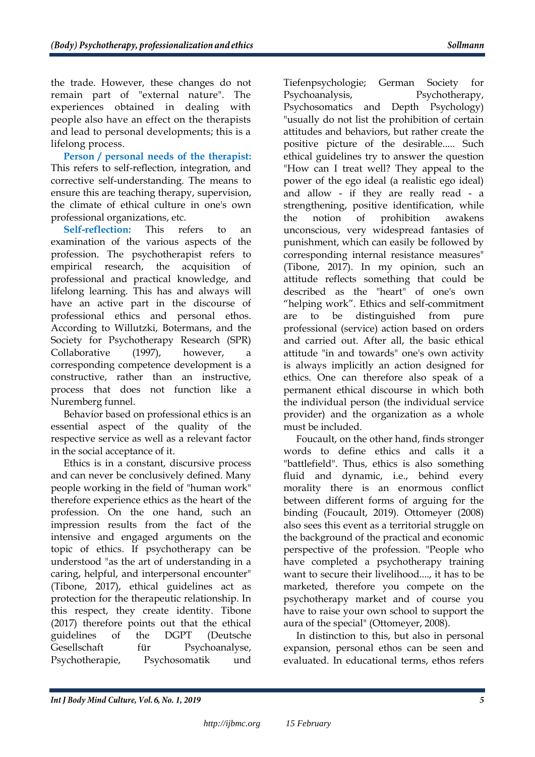the trade. However, these changes do not remain part of "external nature". The experiences obtained in dealing with people also have an effect on the therapists and lead to personal developments; this is a lifelong process.

**Person / personal needs of the therapist:** This refers to self-reflection, integration, and corrective self-understanding. The means to ensure this are teaching therapy, supervision, the climate of ethical culture in one's own professional organizations, etc.

**Self-reflection:** This refers to an examination of the various aspects of the profession. The psychotherapist refers to empirical research, the acquisition of professional and practical knowledge, and lifelong learning. This has and always will have an active part in the discourse of professional ethics and personal ethos. According to Willutzki, Botermans, and the Society for Psychotherapy Research (SPR) Collaborative (1997), however, a corresponding competence development is a constructive, rather than an instructive, process that does not function like a Nuremberg funnel.

Behavior based on professional ethics is an essential aspect of the quality of the respective service as well as a relevant factor in the social acceptance of it.

Ethics is in a constant, discursive process and can never be conclusively defined. Many people working in the field of "human work" therefore experience ethics as the heart of the profession. On the one hand, such an impression results from the fact of the intensive and engaged arguments on the topic of ethics. If psychotherapy can be understood "as the art of understanding in a caring, helpful, and interpersonal encounter" (Tibone, 2017), ethical guidelines act as protection for the therapeutic relationship. In this respect, they create identity. Tibone (2017) therefore points out that the ethical guidelines of the DGPT (Deutsche Gesellschaft für Psychoanalyse, Psychotherapie, Psychosomatik und Tiefenpsychologie; German Society for Psychoanalysis, Psychotherapy, Psychosomatics and Depth Psychology) "usually do not list the prohibition of certain attitudes and behaviors, but rather create the positive picture of the desirable..... Such ethical guidelines try to answer the question "How can I treat well? They appeal to the power of the ego ideal (a realistic ego ideal) and allow - if they are really read - a strengthening, positive identification, while the notion of prohibition awakens unconscious, very widespread fantasies of punishment, which can easily be followed by corresponding internal resistance measures" (Tibone, 2017). In my opinion, such an attitude reflects something that could be described as the "heart" of one's own "helping work". Ethics and self-commitment are to be distinguished from pure professional (service) action based on orders and carried out. After all, the basic ethical attitude "in and towards" one's own activity is always implicitly an action designed for ethics. One can therefore also speak of a permanent ethical discourse in which both the individual person (the individual service provider) and the organization as a whole must be included.

Foucault, on the other hand, finds stronger words to define ethics and calls it a "battlefield". Thus, ethics is also something fluid and dynamic, i.e., behind every morality there is an enormous conflict between different forms of arguing for the binding (Foucault, 2019). Ottomeyer (2008) also sees this event as a territorial struggle on the background of the practical and economic perspective of the profession. "People who have completed a psychotherapy training want to secure their livelihood...., it has to be marketed, therefore you compete on the psychotherapy market and of course you have to raise your own school to support the aura of the special" (Ottomeyer, 2008).

In distinction to this, but also in personal expansion, personal ethos can be seen and evaluated. In educational terms, ethos refers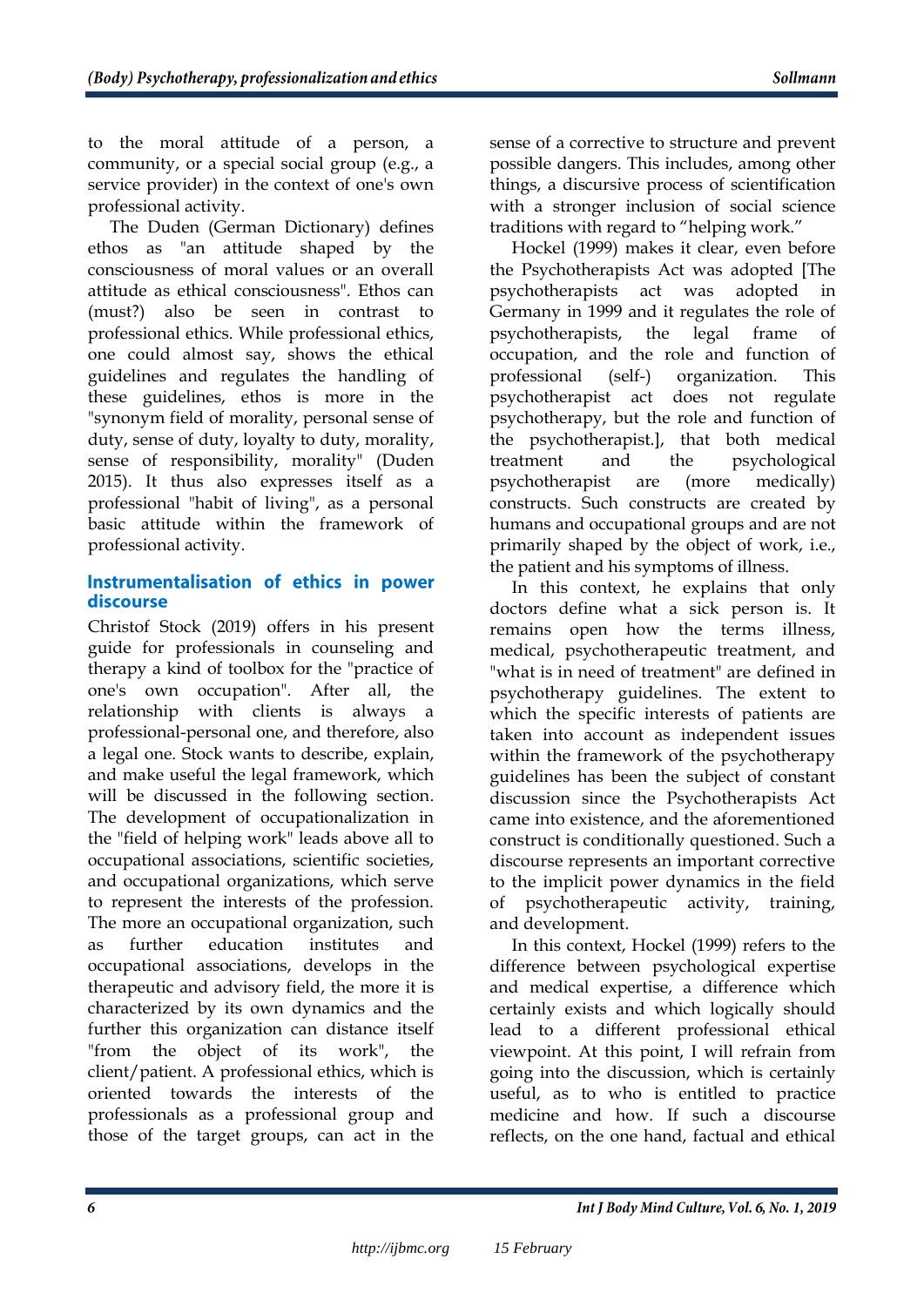to the moral attitude of a person, a community, or a special social group (e.g., a service provider) in the context of one's own professional activity.

The Duden (German Dictionary) defines ethos as "an attitude shaped by the consciousness of moral values or an overall attitude as ethical consciousness". Ethos can (must?) also be seen in contrast to professional ethics. While professional ethics, one could almost say, shows the ethical guidelines and regulates the handling of these guidelines, ethos is more in the "synonym field of morality, personal sense of duty, sense of duty, loyalty to duty, morality, sense of responsibility, morality" (Duden 2015). It thus also expresses itself as a professional "habit of living", as a personal basic attitude within the framework of professional activity.

## Instrumentalisation of ethics in power discourse

Christof Stock (2019) offers in his present guide for professionals in counseling and therapy a kind of toolbox for the "practice of one's own occupation". After all, the relationship with clients is always a professional-personal one, and therefore, also a legal one. Stock wants to describe, explain, and make useful the legal framework, which will be discussed in the following section. The development of occupationalization in the "field of helping work" leads above all to occupational associations, scientific societies, and occupational organizations, which serve to represent the interests of the profession. The more an occupational organization, such as further education institutes and occupational associations, develops in the therapeutic and advisory field, the more it is characterized by its own dynamics and the further this organization can distance itself "from the object of its work", the client/patient. A professional ethics, which is oriented towards the interests of the professionals as a professional group and those of the target groups, can act in the sense of a corrective to structure and prevent possible dangers. This includes, among other things, a discursive process of scientification with a stronger inclusion of social science traditions with regard to "helping work."

Hockel (1999) makes it clear, even before the Psychotherapists Act was adopted [The psychotherapists act was adopted in Germany in 1999 and it regulates the role of psychotherapists, the legal frame of occupation, and the role and function of professional (self-) organization. This psychotherapist act does not regulate psychotherapy, but the role and function of the psychotherapist.], that both medical treatment and the psychological psychotherapist are (more medically) constructs. Such constructs are created by humans and occupational groups and are not primarily shaped by the object of work, i.e., the patient and his symptoms of illness.

In this context, he explains that only doctors define what a sick person is. It remains open how the terms illness, medical, psychotherapeutic treatment, and "what is in need of treatment" are defined in psychotherapy guidelines. The extent to which the specific interests of patients are taken into account as independent issues within the framework of the psychotherapy guidelines has been the subject of constant discussion since the Psychotherapists Act came into existence, and the aforementioned construct is conditionally questioned. Such a discourse represents an important corrective to the implicit power dynamics in the field of psychotherapeutic activity, training, and development.

In this context, Hockel (1999) refers to the difference between psychological expertise and medical expertise, a difference which certainly exists and which logically should lead to a different professional ethical viewpoint. At this point, I will refrain from going into the discussion, which is certainly useful, as to who is entitled to practice medicine and how. If such a discourse reflects, on the one hand, factual and ethical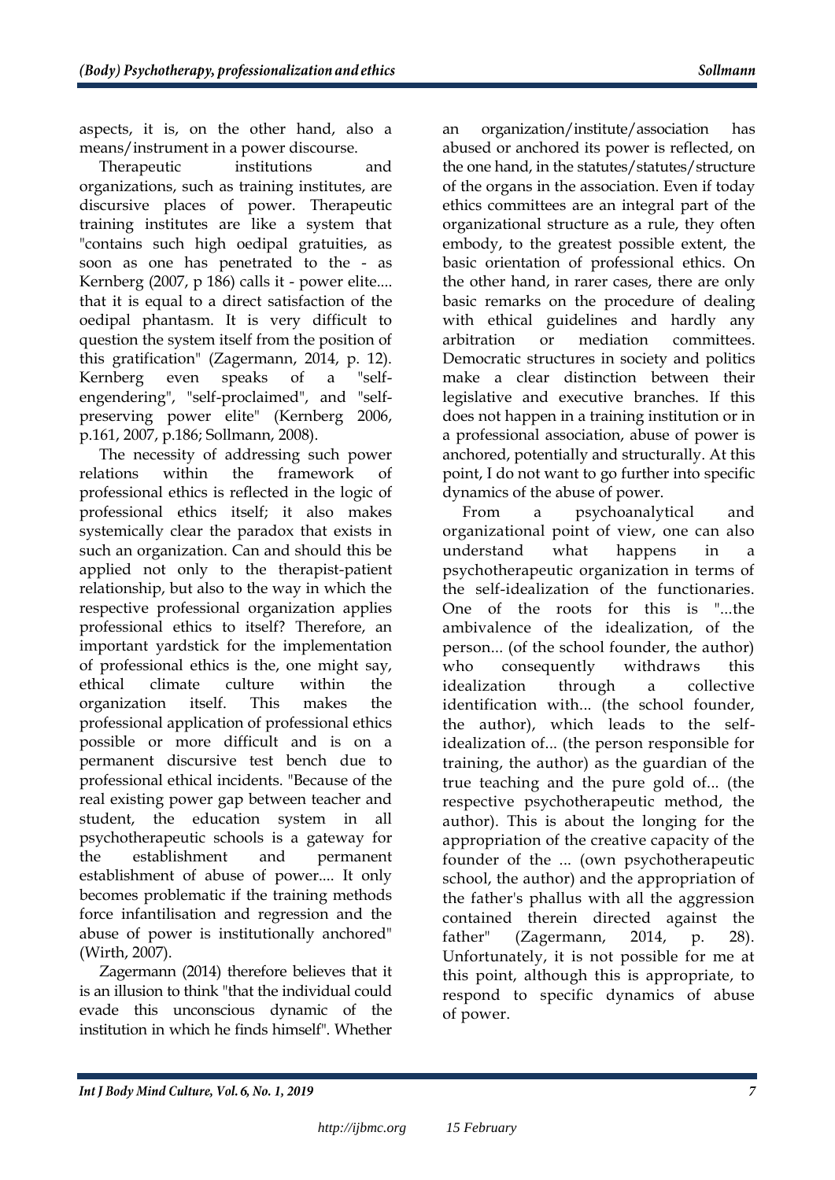aspects, it is, on the other hand, also a means/instrument in a power discourse.

Therapeutic institutions and organizations, such as training institutes, are discursive places of power. Therapeutic training institutes are like a system that "contains such high oedipal gratuities, as soon as one has penetrated to the - as Kernberg (2007, p 186) calls it - power elite.... that it is equal to a direct satisfaction of the oedipal phantasm. It is very difficult to question the system itself from the position of this gratification" (Zagermann, 2014, p. 12). Kernberg even speaks of a "self-engendering", "self-proclaimed", and "self-preserving power elite" (Kernberg 2006, p.161, 2007, p.186; Sollmann, 2008).

The necessity of addressing such power relations within the framework of professional ethics is reflected in the logic of professional ethics itself; it also makes systemically clear the paradox that exists in such an organization. Can and should this be applied not only to the therapist-patient relationship, but also to the way in which the respective professional organization applies professional ethics to itself? Therefore, an important yardstick for the implementation of professional ethics is the, one might say, ethical climate culture within the organization itself. This makes the professional application of professional ethics possible or more difficult and is on a permanent discursive test bench due to professional ethical incidents. "Because of the real existing power gap between teacher and student, the education system in all psychotherapeutic schools is a gateway for the establishment and permanent establishment of abuse of power.... It only becomes problematic if the training methods force infantilisation and regression and the abuse of power is institutionally anchored" (Wirth, 2007).

Zagermann (2014) therefore believes that it is an illusion to think "that the individual could evade this unconscious dynamic of the institution in which he finds himself". Whether an organization/institute/association has abused or anchored its power is reflected, on the one hand, in the statutes/statutes/structure of the organs in the association. Even if today ethics committees are an integral part of the organizational structure as a rule, they often embody, to the greatest possible extent, the basic orientation of professional ethics. On the other hand, in rarer cases, there are only basic remarks on the procedure of dealing with ethical guidelines and hardly any arbitration or mediation committees. Democratic structures in society and politics make a clear distinction between their legislative and executive branches. If this does not happen in a training institution or in a professional association, abuse of power is anchored, potentially and structurally. At this point, I do not want to go further into specific dynamics of the abuse of power.

From a psychoanalytical and organizational point of view, one can also understand what happens in a psychotherapeutic organization in terms of the self-idealization of the functionaries. One of the roots for this is "...the ambivalence of the idealization, of the person... (of the school founder, the author) who consequently withdraws this idealization through a collective identification with... (the school founder, the author), which leads to the self-idealization of... (the person responsible for training, the author) as the guardian of the true teaching and the pure gold of... (the respective psychotherapeutic method, the author). This is about the longing for the appropriation of the creative capacity of the founder of the ... (own psychotherapeutic school, the author) and the appropriation of the father's phallus with all the aggression contained therein directed against the father" (Zagermann, 2014, p. 28). Unfortunately, it is not possible for me at this point, although this is appropriate, to respond to specific dynamics of abuse of power.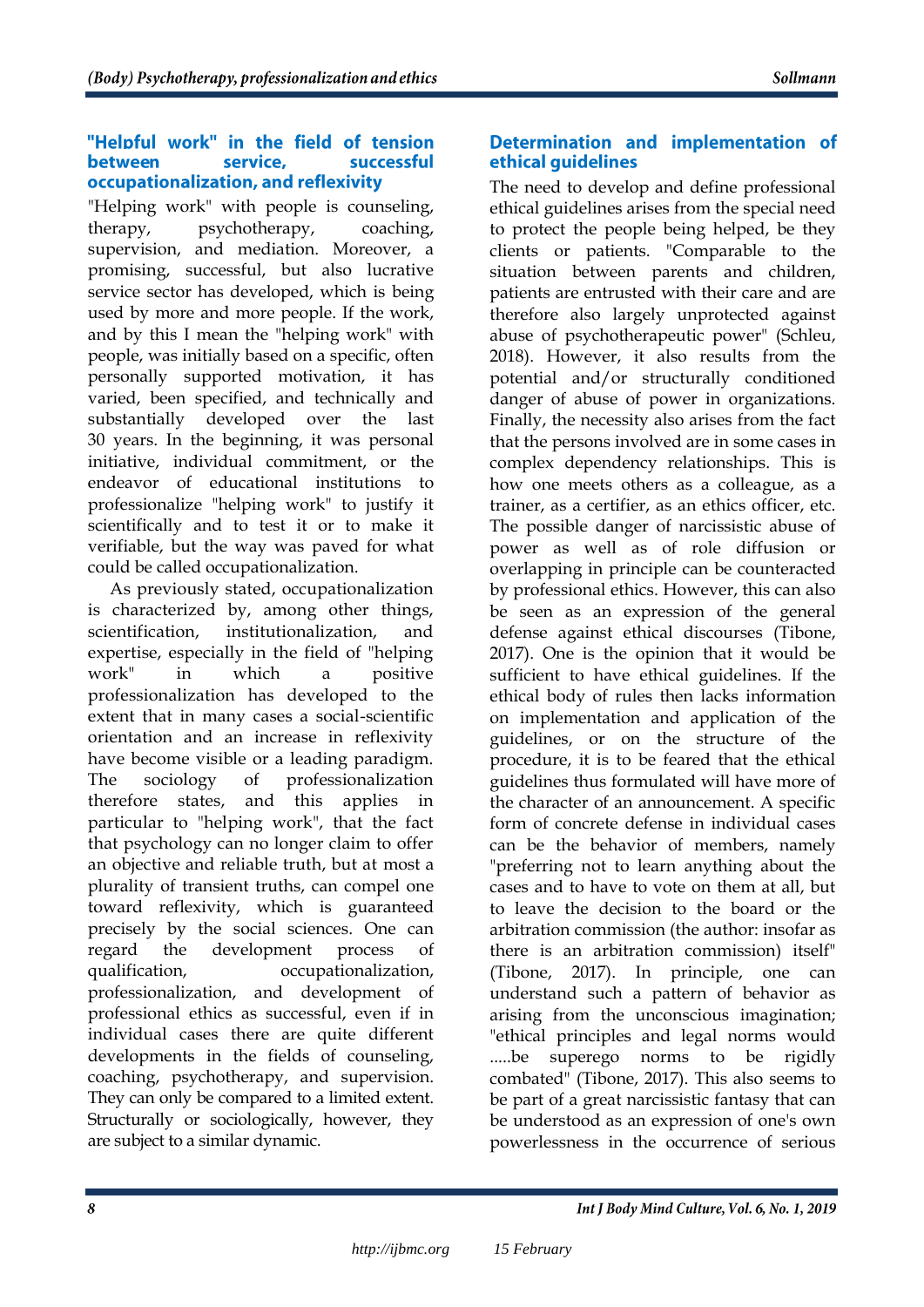## "Helpful work" in the field of tension between service, successful occupationalization, and reflexivity

"Helping work" with people is counseling, therapy, psychotherapy, coaching, supervision, and mediation. Moreover, a promising, successful, but also lucrative service sector has developed, which is being used by more and more people. If the work, and by this I mean the "helping work" with people, was initially based on a specific, often personally supported motivation, it has varied, been specified, and technically and substantially developed over the last 30 years. In the beginning, it was personal initiative, individual commitment, or the endeavor of educational institutions to professionalize "helping work" to justify it scientifically and to test it or to make it verifiable, but the way was paved for what could be called occupationalization.

As previously stated, occupationalization is characterized by, among other things, scientification, institutionalization, and expertise, especially in the field of "helping work" in which a positive professionalization has developed to the extent that in many cases a social-scientific orientation and an increase in reflexivity have become visible or a leading paradigm. The sociology of professionalization therefore states, and this applies in particular to "helping work", that the fact that psychology can no longer claim to offer an objective and reliable truth, but at most a plurality of transient truths, can compel one toward reflexivity, which is guaranteed precisely by the social sciences. One can regard the development process of qualification, occupationalization, professionalization, and development of professional ethics as successful, even if in individual cases there are quite different developments in the fields of counseling, coaching, psychotherapy, and supervision. They can only be compared to a limited extent. Structurally or sociologically, however, they are subject to a similar dynamic.

## Determination and implementation of ethical guidelines

The need to develop and define professional ethical guidelines arises from the special need to protect the people being helped, be they clients or patients. "Comparable to the situation between parents and children, patients are entrusted with their care and are therefore also largely unprotected against abuse of psychotherapeutic power" (Schleu, 2018). However, it also results from the potential and/or structurally conditioned danger of abuse of power in organizations. Finally, the necessity also arises from the fact that the persons involved are in some cases in complex dependency relationships. This is how one meets others as a colleague, as a trainer, as a certifier, as an ethics officer, etc. The possible danger of narcissistic abuse of power as well as of role diffusion or overlapping in principle can be counteracted by professional ethics. However, this can also be seen as an expression of the general defense against ethical discourses (Tibone, 2017). One is the opinion that it would be sufficient to have ethical guidelines. If the ethical body of rules then lacks information on implementation and application of the guidelines, or on the structure of the procedure, it is to be feared that the ethical guidelines thus formulated will have more of the character of an announcement. A specific form of concrete defense in individual cases can be the behavior of members, namely "preferring not to learn anything about the cases and to have to vote on them at all, but to leave the decision to the board or the arbitration commission (the author: insofar as there is an arbitration commission) itself" (Tibone, 2017). In principle, one can understand such a pattern of behavior as arising from the unconscious imagination; "ethical principles and legal norms would .....be superego norms to be rigidly combated" (Tibone, 2017). This also seems to be part of a great narcissistic fantasy that can be understood as an expression of one's own powerlessness in the occurrence of serious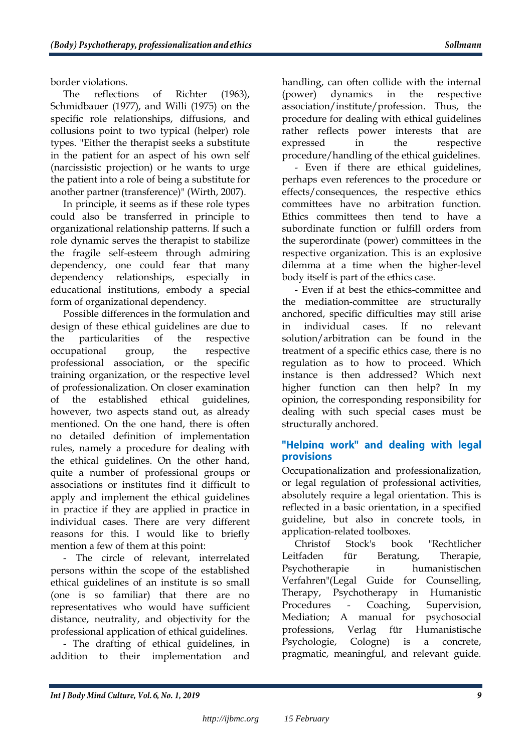border violations.

The reflections of Richter (1963), Schmidbauer (1977), and Willi (1975) on the specific role relationships, diffusions, and collusions point to two typical (helper) role types. "Either the therapist seeks a substitute in the patient for an aspect of his own self (narcissistic projection) or he wants to urge the patient into a role of being a substitute for another partner (transference)" (Wirth, 2007).

In principle, it seems as if these role types could also be transferred in principle to organizational relationship patterns. If such a role dynamic serves the therapist to stabilize the fragile self-esteem through admiring dependency, one could fear that many dependency relationships, especially in educational institutions, embody a special form of organizational dependency.

Possible differences in the formulation and design of these ethical guidelines are due to the particularities of the respective occupational group, the respective professional association, or the specific training organization, or the respective level of professionalization. On closer examination of the established ethical guidelines, however, two aspects stand out, as already mentioned. On the one hand, there is often no detailed definition of implementation rules, namely a procedure for dealing with the ethical guidelines. On the other hand, quite a number of professional groups or associations or institutes find it difficult to apply and implement the ethical guidelines in practice if they are applied in practice in individual cases. There are very different reasons for this. I would like to briefly mention a few of them at this point:

- The circle of relevant, interrelated persons within the scope of the established ethical guidelines of an institute is so small (one is so familiar) that there are no representatives who would have sufficient distance, neutrality, and objectivity for the professional application of ethical guidelines.

- The drafting of ethical guidelines, in addition to their implementation and handling, can often collide with the internal (power) dynamics in the respective association/institute/profession. Thus, the procedure for dealing with ethical guidelines rather reflects power interests that are expressed in the respective procedure/handling of the ethical guidelines.

- Even if there are ethical guidelines, perhaps even references to the procedure or effects/consequences, the respective ethics committees have no arbitration function. Ethics committees then tend to have a subordinate function or fulfill orders from the superordinate (power) committees in the respective organization. This is an explosive dilemma at a time when the higher-level body itself is part of the ethics case.

- Even if at best the ethics-committee and the mediation-committee are structurally anchored, specific difficulties may still arise in individual cases. If no relevant solution/arbitration can be found in the treatment of a specific ethics case, there is no regulation as to how to proceed. Which instance is then addressed? Which next higher function can then help? In my opinion, the corresponding responsibility for dealing with such special cases must be structurally anchored.

## "Helping work" and dealing with legal provisions

Occupationalization and professionalization, or legal regulation of professional activities, absolutely require a legal orientation. This is reflected in a basic orientation, in a specified guideline, but also in concrete tools, in application-related toolboxes.

Christof Stock's book "Rechtlicher Leitfaden für Beratung, Therapie, Psychotherapie in humanistischen Verfahren"(Legal Guide for Counselling, Therapy, Psychotherapy in Humanistic Procedures - Coaching, Supervision, Mediation; A manual for psychosocial professions, Verlag für Humanistische Psychologie, Cologne) is a concrete, pragmatic, meaningful, and relevant guide.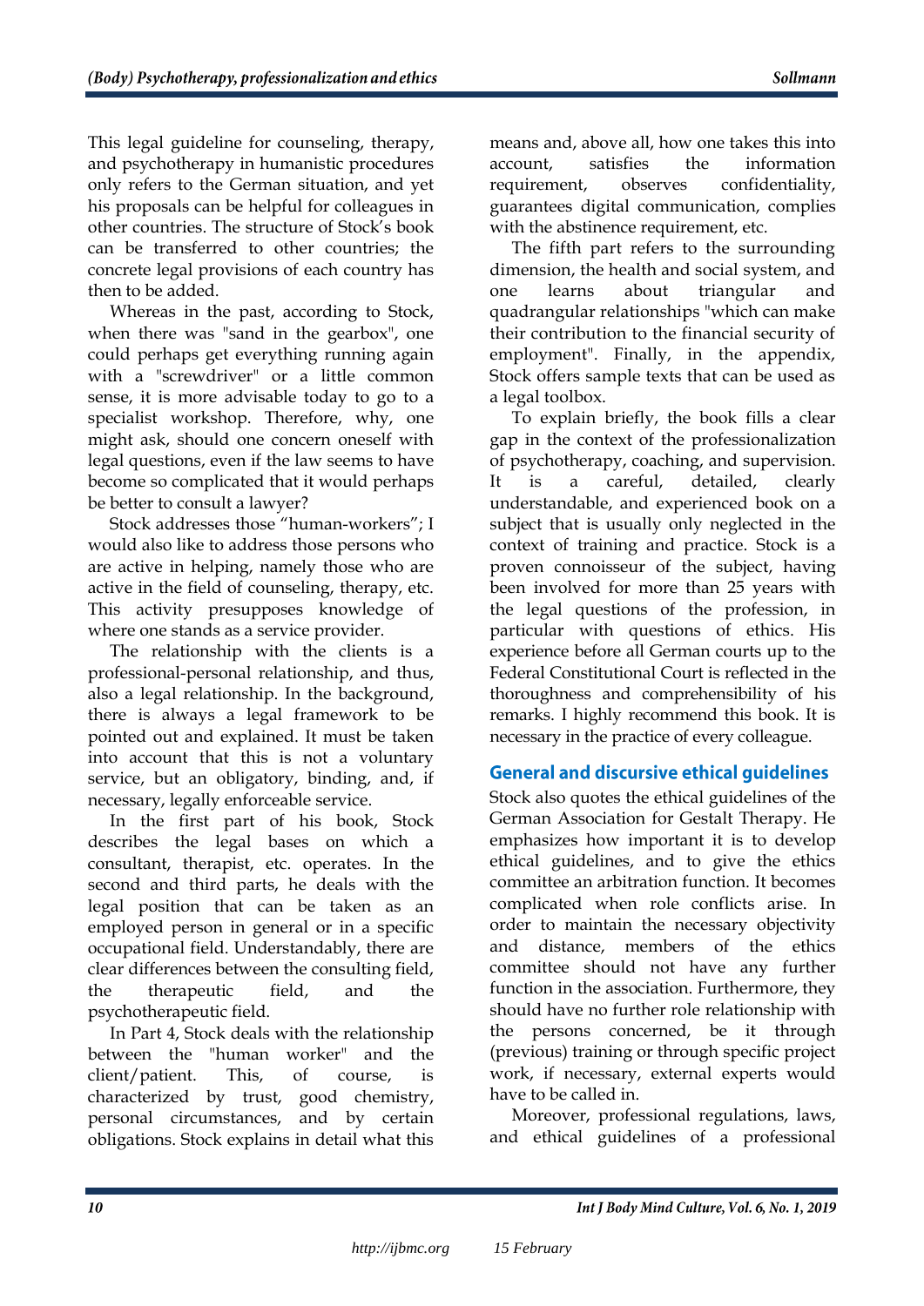This legal guideline for counseling, therapy, and psychotherapy in humanistic procedures only refers to the German situation, and yet his proposals can be helpful for colleagues in other countries. The structure of Stock's book can be transferred to other countries; the concrete legal provisions of each country has then to be added.

Whereas in the past, according to Stock, when there was "sand in the gearbox", one could perhaps get everything running again with a "screwdriver" or a little common sense, it is more advisable today to go to a specialist workshop. Therefore, why, one might ask, should one concern oneself with legal questions, even if the law seems to have become so complicated that it would perhaps be better to consult a lawyer?

Stock addresses those "human-workers"; I would also like to address those persons who are active in helping, namely those who are active in the field of counseling, therapy, etc. This activity presupposes knowledge of where one stands as a service provider.

The relationship with the clients is a professional-personal relationship, and thus, also a legal relationship. In the background, there is always a legal framework to be pointed out and explained. It must be taken into account that this is not a voluntary service, but an obligatory, binding, and, if necessary, legally enforceable service.

In the first part of his book, Stock describes the legal bases on which a consultant, therapist, etc. operates. In the second and third parts, he deals with the legal position that can be taken as an employed person in general or in a specific occupational field. Understandably, there are clear differences between the consulting field, the therapeutic field, and the psychotherapeutic field.

In Part 4, Stock deals with the relationship between the "human worker" and the client/patient. This, of course, is characterized by trust, good chemistry, personal circumstances, and by certain obligations. Stock explains in detail what this means and, above all, how one takes this into account, satisfies the information requirement, observes confidentiality, guarantees digital communication, complies with the abstinence requirement, etc.

The fifth part refers to the surrounding dimension, the health and social system, and one learns about triangular and quadrangular relationships "which can make their contribution to the financial security of employment". Finally, in the appendix, Stock offers sample texts that can be used as a legal toolbox.

To explain briefly, the book fills a clear gap in the context of the professionalization of psychotherapy, coaching, and supervision. It is a careful, detailed, clearly understandable, and experienced book on a subject that is usually only neglected in the context of training and practice. Stock is a proven connoisseur of the subject, having been involved for more than 25 years with the legal questions of the profession, in particular with questions of ethics. His experience before all German courts up to the Federal Constitutional Court is reflected in the thoroughness and comprehensibility of his remarks. I highly recommend this book. It is necessary in the practice of every colleague.

## General and discursive ethical guidelines

Stock also quotes the ethical guidelines of the German Association for Gestalt Therapy. He emphasizes how important it is to develop ethical guidelines, and to give the ethics committee an arbitration function. It becomes complicated when role conflicts arise. In order to maintain the necessary objectivity and distance, members of the ethics committee should not have any further function in the association. Furthermore, they should have no further role relationship with the persons concerned, be it through (previous) training or through specific project work, if necessary, external experts would have to be called in.

Moreover, professional regulations, laws, and ethical guidelines of a professional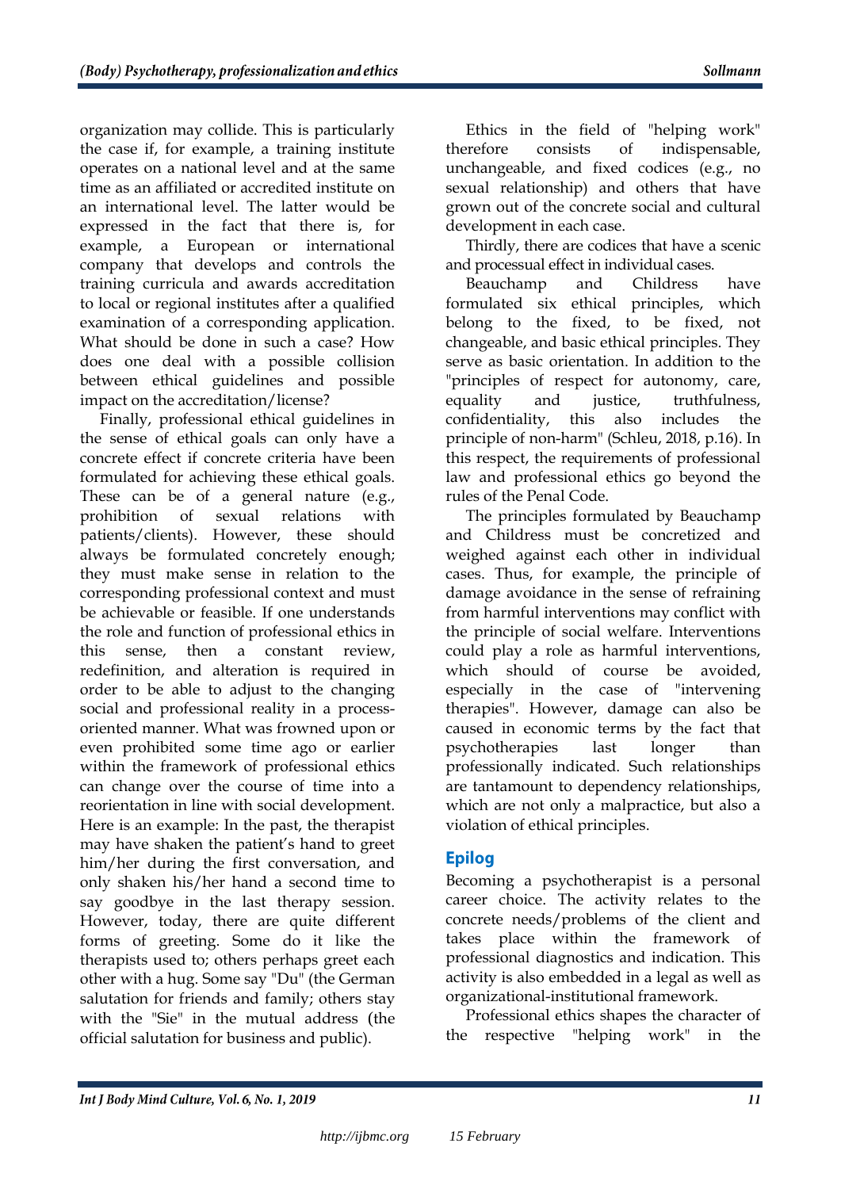organization may collide. This is particularly the case if, for example, a training institute operates on a national level and at the same time as an affiliated or accredited institute on an international level. The latter would be expressed in the fact that there is, for example, a European or international company that develops and controls the training curricula and awards accreditation to local or regional institutes after a qualified examination of a corresponding application. What should be done in such a case? How does one deal with a possible collision between ethical guidelines and possible impact on the accreditation/license?

Finally, professional ethical guidelines in the sense of ethical goals can only have a concrete effect if concrete criteria have been formulated for achieving these ethical goals. These can be of a general nature (e.g., prohibition of sexual relations with patients/clients). However, these should always be formulated concretely enough; they must make sense in relation to the corresponding professional context and must be achievable or feasible. If one understands the role and function of professional ethics in this sense, then a constant review, redefinition, and alteration is required in order to be able to adjust to the changing social and professional reality in a process-oriented manner. What was frowned upon or even prohibited some time ago or earlier within the framework of professional ethics can change over the course of time into a reorientation in line with social development. Here is an example: In the past, the therapist may have shaken the patient's hand to greet him/her during the first conversation, and only shaken his/her hand a second time to say goodbye in the last therapy session. However, today, there are quite different forms of greeting. Some do it like the therapists used to; others perhaps greet each other with a hug. Some say "Du" (the German salutation for friends and family; others stay with the "Sie" in the mutual address (the official salutation for business and public).

Ethics in the field of "helping work" therefore consists of indispensable, unchangeable, and fixed codices (e.g., no sexual relationship) and others that have grown out of the concrete social and cultural development in each case.

Thirdly, there are codices that have a scenic and processual effect in individual cases.

Beauchamp and Childress have formulated six ethical principles, which belong to the fixed, to be fixed, not changeable, and basic ethical principles. They serve as basic orientation. In addition to the "principles of respect for autonomy, care, equality and justice, truthfulness, confidentiality, this also includes the principle of non-harm" (Schleu, 2018, p.16). In this respect, the requirements of professional law and professional ethics go beyond the rules of the Penal Code.

The principles formulated by Beauchamp and Childress must be concretized and weighed against each other in individual cases. Thus, for example, the principle of damage avoidance in the sense of refraining from harmful interventions may conflict with the principle of social welfare. Interventions could play a role as harmful interventions, which should of course be avoided, especially in the case of "intervening therapies". However, damage can also be caused in economic terms by the fact that psychotherapies last longer than professionally indicated. Such relationships are tantamount to dependency relationships, which are not only a malpractice, but also a violation of ethical principles.

## Epilog

Becoming a psychotherapist is a personal career choice. The activity relates to the concrete needs/problems of the client and takes place within the framework of professional diagnostics and indication. This activity is also embedded in a legal as well as organizational-institutional framework.

Professional ethics shapes the character of the respective "helping work" in the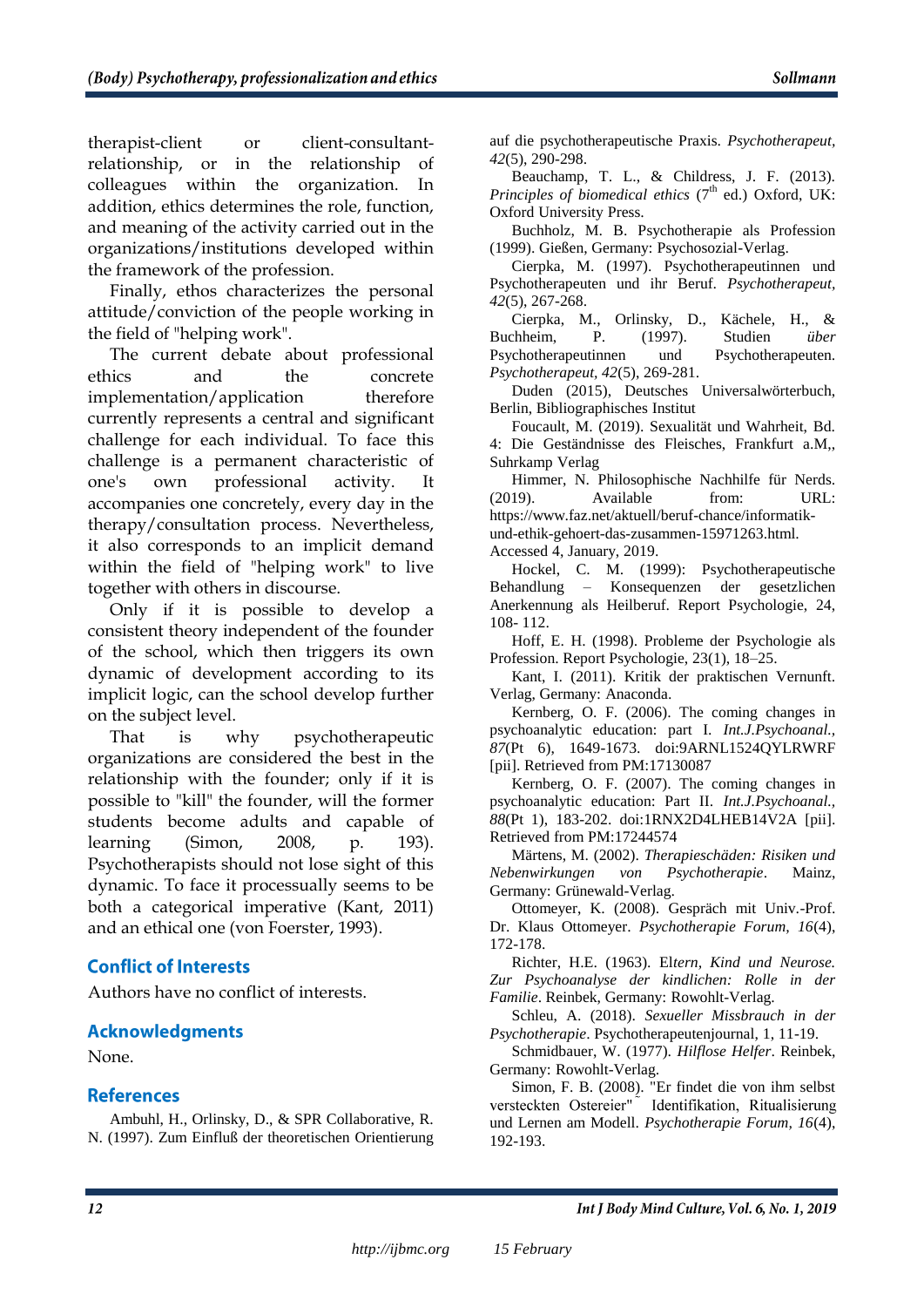therapist-client or client-consultant-relationship, or in the relationship of colleagues within the organization. In addition, ethics determines the role, function, and meaning of the activity carried out in the organizations/institutions developed within the framework of the profession.

Finally, ethos characterizes the personal attitude/conviction of the people working in the field of "helping work".

The current debate about professional ethics and the concrete implementation/application therefore currently represents a central and significant challenge for each individual. To face this challenge is a permanent characteristic of one's own professional activity. It accompanies one concretely, every day in the therapy/consultation process. Nevertheless, it also corresponds to an implicit demand within the field of "helping work" to live together with others in discourse.

Only if it is possible to develop a consistent theory independent of the founder of the school, which then triggers its own dynamic of development according to its implicit logic, can the school develop further on the subject level.

That is why psychotherapeutic organizations are considered the best in the relationship with the founder; only if it is possible to "kill" the founder, will the former students become adults and capable of learning (Simon, 2008, p. 193). Psychotherapists should not lose sight of this dynamic. To face it processually seems to be both a categorical imperative (Kant, 2011) and an ethical one (von Foerster, 1993).

## Conflict of Interests

Authors have no conflict of interests.

## Acknowledgments

None.

## References

Ambuhl, H., Orlinsky, D., & SPR Collaborative, R. N. (1997). Zum Einfluß der theoretischen Orientierung auf die psychotherapeutische Praxis. *Psychotherapeut, 42*(5), 290-298.

Beauchamp, T. L., & Childress, J. F. (2013). *Principles of biomedical ethics* (7th ed.) Oxford, UK: Oxford University Press.

Buchholz, M. B. Psychotherapie als Profession (1999). Gießen, Germany: Psychosozial-Verlag.

Cierpka, M. (1997). Psychotherapeutinnen und Psychotherapeuten und ihr Beruf. *Psychotherapeut, 42*(5), 267-268.

Cierpka, M., Orlinsky, D., Kächele, H., & Buchheim, P. (1997). Studien *über* Psychotherapeutinnen und Psychotherapeuten. *Psychotherapeut, 42*(5), 269-281.

Duden (2015), Deutsches Universalwörterbuch, Berlin, Bibliographisches Institut

Foucault, M. (2019). Sexualität und Wahrheit, Bd. 4: Die Geständnisse des Fleisches, Frankfurt a.M,, Suhrkamp Verlag

Himmer, N. Philosophische Nachhilfe für Nerds. (2019). Available from: URL: https://www.faz.net/aktuell/beruf-chance/informatik-und-ethik-gehoert-das-zusammen-15971263.html. Accessed 4, January, 2019.

Hockel, C. M. (1999): Psychotherapeutische Behandlung – Konsequenzen der gesetzlichen Anerkennung als Heilberuf. Report Psychologie, 24, 108- 112.

Hoff, E. H. (1998). Probleme der Psychologie als Profession. Report Psychologie, 23(1), 18–25.

Kant, I. (2011). Kritik der praktischen Vernunft. Verlag, Germany: Anaconda.

Kernberg, O. F. (2006). The coming changes in psychoanalytic education: part I. *Int.J.Psychoanal., 87*(Pt 6), 1649-1673. doi:9ARNL1524QYLRWRF [pii]. Retrieved from PM:17130087

Kernberg, O. F. (2007). The coming changes in psychoanalytic education: Part II. *Int.J.Psychoanal., 88*(Pt 1), 183-202. doi:1RNX2D4LHEB14V2A [pii]. Retrieved from PM:17244574

Märtens, M. (2002). *Therapieschäden: Risiken und Nebenwirkungen von Psychotherapie*. Mainz, Germany: Grünewald-Verlag.

Ottomeyer, K. (2008). Gespräch mit Univ.-Prof. Dr. Klaus Ottomeyer. *Psychotherapie Forum, 16*(4), 172-178.

Richter, H.E. (1963). El*tern, Kind und Neurose. Zur Psychoanalyse der kindlichen: Rolle in der Familie*. Reinbek, Germany: Rowohlt-Verlag.

Schleu, A. (2018). *Sexueller Missbrauch in der Psychotherapie*. Psychotherapeutenjournal, 1, 11-19.

Schmidbauer, W. (1977). *Hilflose Helfer*. Reinbek, Germany: Rowohlt-Verlag.

Simon, F. B. (2008). "Er findet die von ihm selbst versteckten Ostereier" Identifikation, Ritualisierung und Lernen am Modell. *Psychotherapie Forum, 16*(4), 192-193.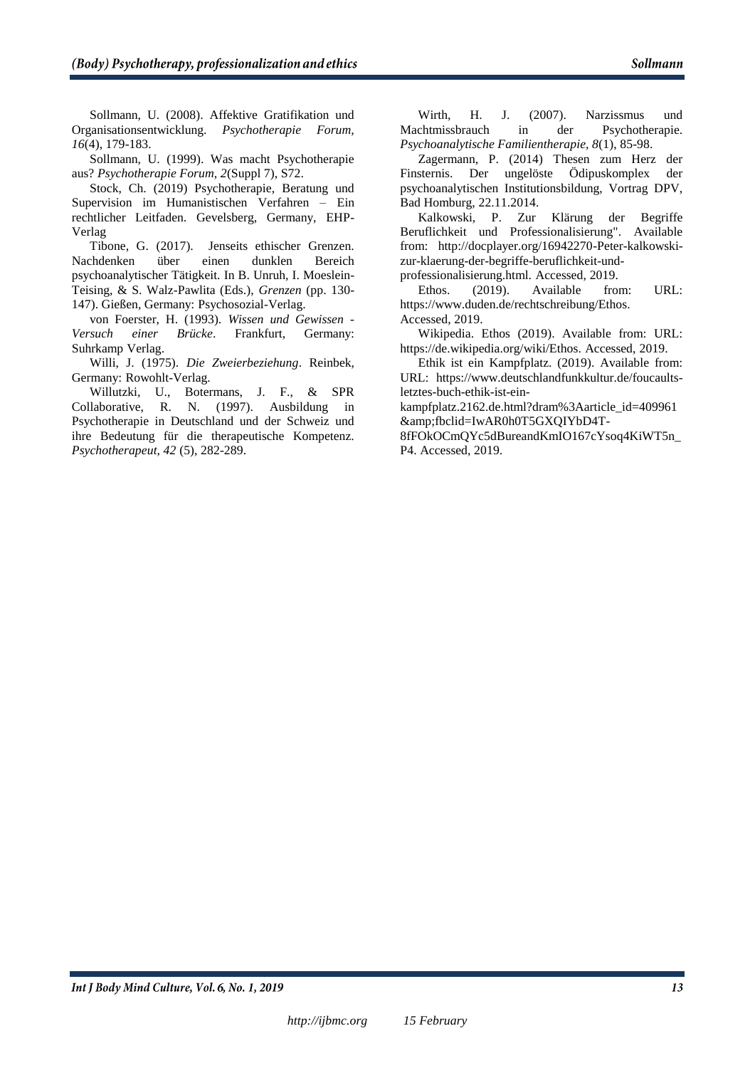Sollmann, U. (2008). Affektive Gratifikation und Organisationsentwicklung. *Psychotherapie Forum, 16*(4), 179-183.

Sollmann, U. (1999). Was macht Psychotherapie aus? *Psychotherapie Forum, 2*(Suppl 7), S72.

Stock, Ch. (2019) Psychotherapie, Beratung und Supervision im Humanistischen Verfahren – Ein rechtlicher Leitfaden. Gevelsberg, Germany, EHP-Verlag

Tibone, G. (2017). Jenseits ethischer Grenzen. Nachdenken über einen dunklen Bereich psychoanalytischer Tätigkeit. In B. Unruh, I. Moeslein-Teising, & S. Walz-Pawlita (Eds.), *Grenzen* (pp. 130-147). Gießen, Germany: Psychosozial-Verlag.

von Foerster, H. (1993). *Wissen und Gewissen - Versuch einer Brücke*. Frankfurt, Germany: Suhrkamp Verlag.

Willi, J. (1975). *Die Zweierbeziehung*. Reinbek, Germany: Rowohlt-Verlag.

Willutzki, U., Botermans, J. F., & SPR Collaborative, R. N. (1997). Ausbildung in Psychotherapie in Deutschland und der Schweiz und ihre Bedeutung für die therapeutische Kompetenz. *Psychotherapeut, 42* (5), 282-289.

Wirth, H. J. (2007). Narzissmus und Machtmissbrauch in der Psychotherapie. *Psychoanalytische Familientherapie, 8*(1), 85-98.

Zagermann, P. (2014) Thesen zum Herz der Finsternis. Der ungelöste Ödipuskomplex der psychoanalytischen Institutionsbildung, Vortrag DPV, Bad Homburg, 22.11.2014.

Kalkowski, P. Zur Klärung der Begriffe Beruflichkeit und Professionalisierung". Available from: http://docplayer.org/16942270-Peter-kalkowski-zur-klaerung-der-begriffe-beruflichkeit-und-professionalisierung.html. Accessed, 2019.

Ethos. (2019). Available from: URL: https://www.duden.de/rechtschreibung/Ethos. Accessed, 2019.

Wikipedia. Ethos (2019). Available from: URL: https://de.wikipedia.org/wiki/Ethos. Accessed, 2019.

Ethik ist ein Kampfplatz. (2019). Available from: URL: https://www.deutschlandfunkkultur.de/foucaults-letztes-buch-ethik-ist-ein-kampfplatz.2162.de.html?dram%3Aarticle_id=409961&amp;fbclid=IwAR0h0T5GXQIYbD4T-8fFOkOCmQYc5dBureandKmIO167cYsoq4KiWT5n_P4. Accessed, 2019.